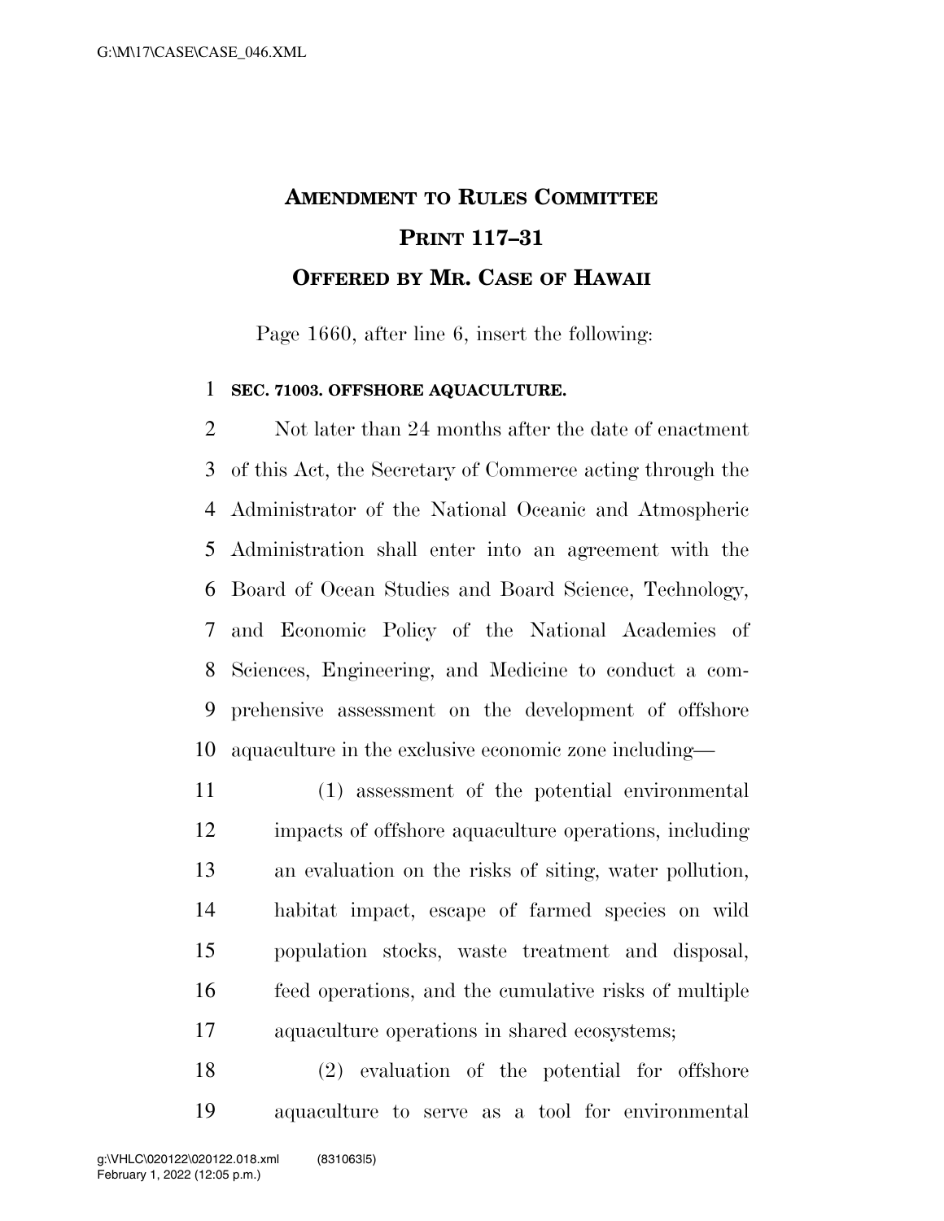# AMENDMENT TO RULES COMMITTEE PRINT 117–31

## OFFERED BY MR. CASE OF HAWAII

Page 1660, after line 6, insert the following:

**SEC. 71003. OFFSHORE AQUACULTURE.**

Not later than 24 months after the date of enactment of this Act, the Secretary of Commerce acting through the Administrator of the National Oceanic and Atmospheric Administration shall enter into an agreement with the Board of Ocean Studies and Board Science, Technology, and Economic Policy of the National Academies of Sciences, Engineering, and Medicine to conduct a comprehensive assessment on the development of offshore aquaculture in the exclusive economic zone including—

(1) assessment of the potential environmental impacts of offshore aquaculture operations, including an evaluation on the risks of siting, water pollution, habitat impact, escape of farmed species on wild population stocks, waste treatment and disposal, feed operations, and the cumulative risks of multiple aquaculture operations in shared ecosystems;

(2) evaluation of the potential for offshore aquaculture to serve as a tool for environmental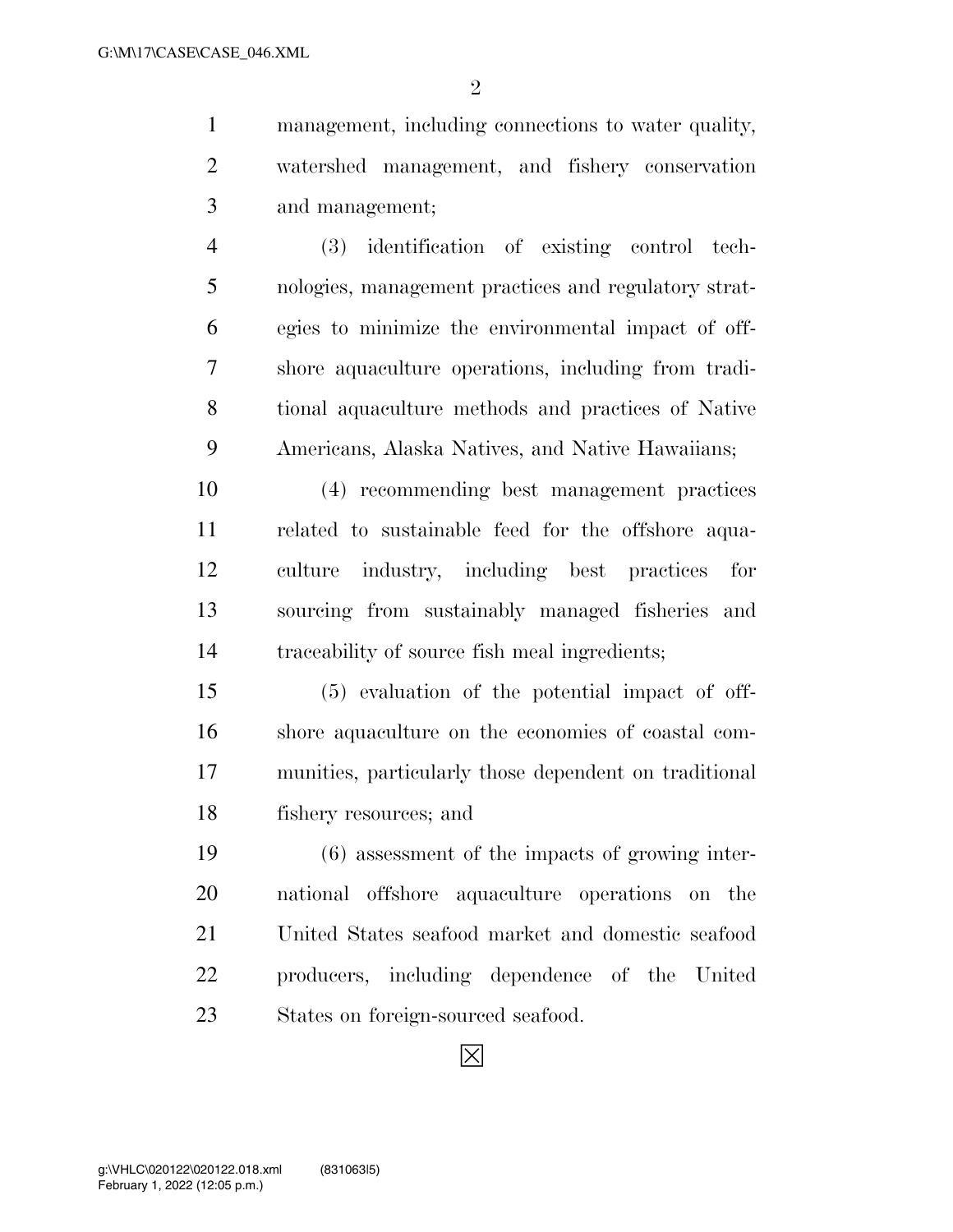management, including connections to water quality, watershed management, and fishery conservation and management;

(3) identification of existing control technologies, management practices and regulatory strategies to minimize the environmental impact of offshore aquaculture operations, including from traditional aquaculture methods and practices of Native Americans, Alaska Natives, and Native Hawaiians;

(4) recommending best management practices related to sustainable feed for the offshore aquaculture industry, including best practices for sourcing from sustainably managed fisheries and traceability of source fish meal ingredients;

(5) evaluation of the potential impact of offshore aquaculture on the economies of coastal communities, particularly those dependent on traditional fishery resources; and

(6) assessment of the impacts of growing international offshore aquaculture operations on the United States seafood market and domestic seafood producers, including dependence of the United States on foreign-sourced seafood.